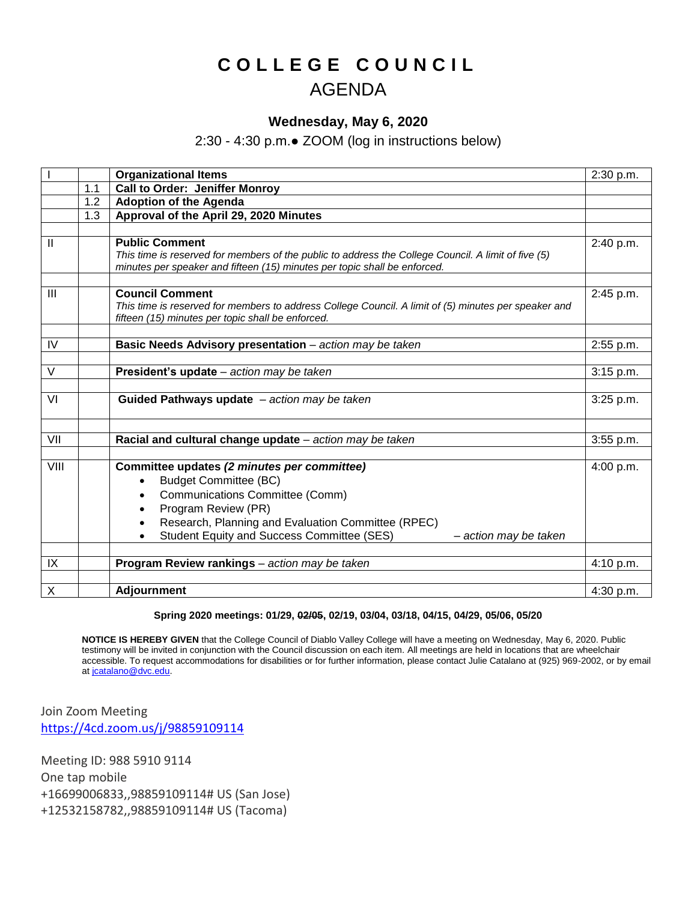# COLLEGE COUNCIL
## AGENDA

**Wednesday, May 6, 2020**

2:30 - 4:30 p.m.● ZOOM (log in instructions below)

| | | | |
|---|---|---|---|
| I | | **Organizational Items** | 2:30 p.m. |
| | 1.1 | **Call to Order: Jeniffer Monroy** | |
| | 1.2 | **Adoption of the Agenda** | |
| | 1.3 | **Approval of the April 29, 2020 Minutes** | |
| | | | |
| II | | **Public Comment**<br>*This time is reserved for members of the public to address the College Council. A limit of five (5) minutes per speaker and fifteen (15) minutes per topic shall be enforced.* | 2:40 p.m. |
| | | | |
| III | | **Council Comment**<br>*This time is reserved for members to address College Council. A limit of (5) minutes per speaker and fifteen (15) minutes per topic shall be enforced.* | 2:45 p.m. |
| | | | |
| IV | | **Basic Needs Advisory presentation** – *action may be taken* | 2:55 p.m. |
| | | | |
| V | | **President's update** – *action may be taken* | 3:15 p.m. |
| | | | |
| VI | | **Guided Pathways update** – *action may be taken* | 3:25 p.m. |
| | | | |
| VII | | **Racial and cultural change update** – *action may be taken* | 3:55 p.m. |
| | | | |
| VIII | | ***Committee updates (2 minutes per committee)***<br>• Budget Committee (BC)<br>• Communications Committee (Comm)<br>• Program Review (PR)<br>• Research, Planning and Evaluation Committee (RPEC)<br>• Student Equity and Success Committee (SES) – *action may be taken* | 4:00 p.m. |
| | | | |
| IX | | **Program Review rankings** – *action may be taken* | 4:10 p.m. |
| | | | |
| X | | **Adjournment** | 4:30 p.m. |

**Spring 2020 meetings: 01/29, ~~02/05~~, 02/19, 03/04, 03/18, 04/15, 04/29, 05/06, 05/20**

**NOTICE IS HEREBY GIVEN** that the College Council of Diablo Valley College will have a meeting on Wednesday, May 6, 2020. Public testimony will be invited in conjunction with the Council discussion on each item. All meetings are held in locations that are wheelchair accessible. To request accommodations for disabilities or for further information, please contact Julie Catalano at (925) 969-2002, or by email at jcatalano@dvc.edu.

Join Zoom Meeting
https://4cd.zoom.us/j/98859109114

Meeting ID: 988 5910 9114
One tap mobile
+16699006833,,98859109114# US (San Jose)
+12532158782,,98859109114# US (Tacoma)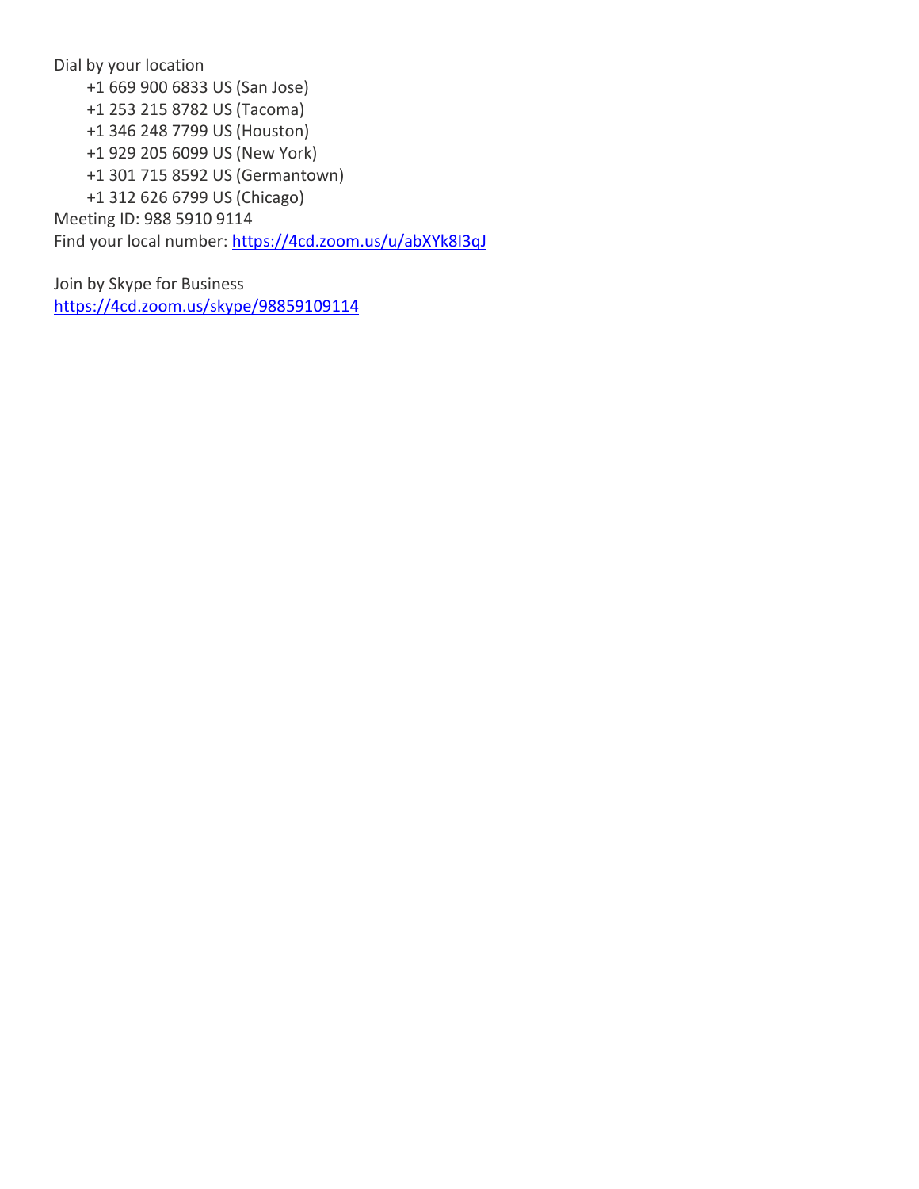Dial by your location

+1 669 900 6833 US (San Jose)
+1 253 215 8782 US (Tacoma)
+1 346 248 7799 US (Houston)
+1 929 205 6099 US (New York)
+1 301 715 8592 US (Germantown)
+1 312 626 6799 US (Chicago)

Meeting ID: 988 5910 9114
Find your local number: https://4cd.zoom.us/u/abXYk8I3qJ

Join by Skype for Business
https://4cd.zoom.us/skype/98859109114